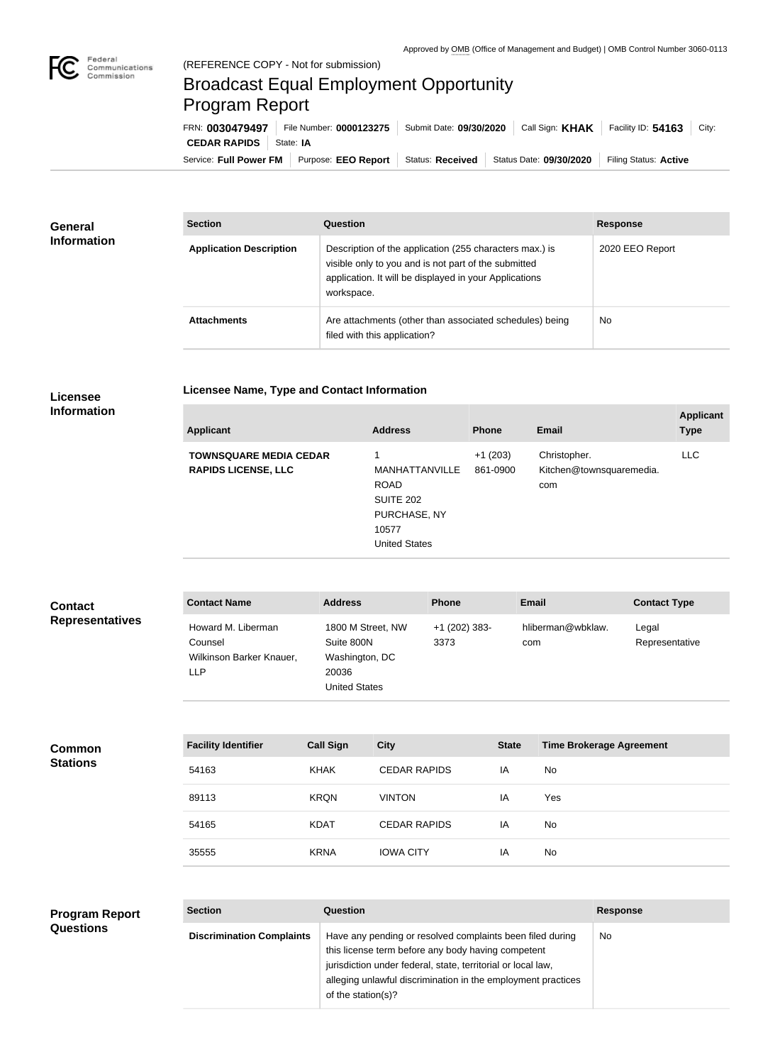Approved by OMB (Office of Management and Budget) | OMB Control Number 3060-0113

(REFERENCE COPY - Not for submission)

# Broadcast Equal Employment Opportunity Program Report

FRN: **0030479497** | File Number: **0000123275** | Submit Date: **09/30/2020** | Call Sign: **KHAK** | Facility ID: **54163** | City: **CEDAR RAPIDS** | State: **IA**

Service: **Full Power FM** | Purpose: **EEO Report** | Status: **Received** | Status Date: **09/30/2020** | Filing Status: **Active**

## General Information

| Section | Question | Response |
|---|---|---|
| **Application Description** | Description of the application (255 characters max.) is visible only to you and is not part of the submitted application. It will be displayed in your Applications workspace. | 2020 EEO Report |
| **Attachments** | Are attachments (other than associated schedules) being filed with this application? | No |

## Licensee Information

### Licensee Name, Type and Contact Information

| Applicant | Address | Phone | Email | Applicant Type |
|---|---|---|---|---|
| **TOWNSQUARE MEDIA CEDAR RAPIDS LICENSE, LLC** | 1 MANHATTANVILLE ROAD SUITE 202 PURCHASE, NY 10577 United States | +1 (203) 861-0900 | Christopher.Kitchen@townsquaremedia.com | LLC |

## Contact Representatives

| Contact Name | Address | Phone | Email | Contact Type |
|---|---|---|---|---|
| Howard M. Liberman Counsel Wilkinson Barker Knauer, LLP | 1800 M Street, NW Suite 800N Washington, DC 20036 United States | +1 (202) 383-3373 | hliberman@wbklaw.com | Legal Representative |

## Common Stations

| Facility Identifier | Call Sign | City | State | Time Brokerage Agreement |
|---|---|---|---|---|
| 54163 | KHAK | CEDAR RAPIDS | IA | No |
| 89113 | KRQN | VINTON | IA | Yes |
| 54165 | KDAT | CEDAR RAPIDS | IA | No |
| 35555 | KRNA | IOWA CITY | IA | No |

## Program Report Questions

| Section | Question | Response |
|---|---|---|
| **Discrimination Complaints** | Have any pending or resolved complaints been filed during this license term before any body having competent jurisdiction under federal, state, territorial or local law, alleging unlawful discrimination in the employment practices of the station(s)? | No |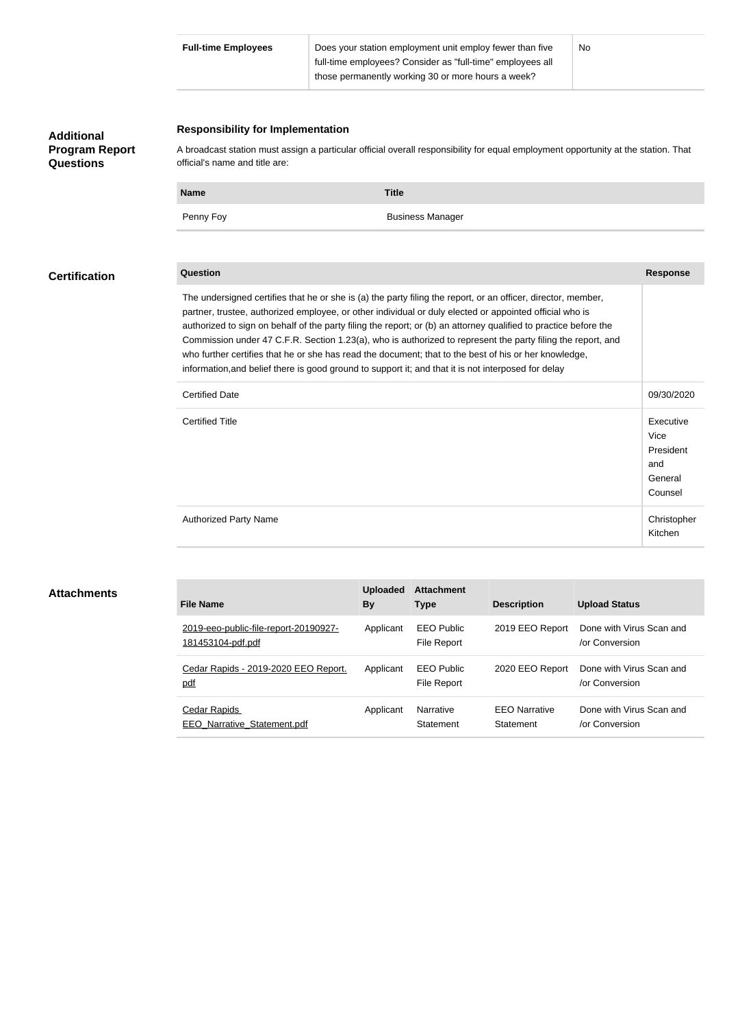| | | |
|---|---|---|
| **Full-time Employees** | Does your station employment unit employ fewer than five full-time employees? Consider as "full-time" employees all those permanently working 30 or more hours a week? | No |

## Additional Program Report Questions

### Responsibility for Implementation

A broadcast station must assign a particular official overall responsibility for equal employment opportunity at the station. That official's name and title are:

| Name | Title |
|---|---|
| Penny Foy | Business Manager |

## Certification

| Question | Response |
|---|---|
| The undersigned certifies that he or she is (a) the party filing the report, or an officer, director, member, partner, trustee, authorized employee, or other individual or duly elected or appointed official who is authorized to sign on behalf of the party filing the report; or (b) an attorney qualified to practice before the Commission under 47 C.F.R. Section 1.23(a), who is authorized to represent the party filing the report, and who further certifies that he or she has read the document; that to the best of his or her knowledge, information,and belief there is good ground to support it; and that it is not interposed for delay | |
| Certified Date | 09/30/2020 |
| Certified Title | Executive Vice President and General Counsel |
| Authorized Party Name | Christopher Kitchen |

## Attachments

| File Name | Uploaded By | Attachment Type | Description | Upload Status |
|---|---|---|---|---|
| 2019-eeo-public-file-report-20190927-181453104-pdf.pdf | Applicant | EEO Public File Report | 2019 EEO Report | Done with Virus Scan and /or Conversion |
| Cedar Rapids - 2019-2020 EEO Report.pdf | Applicant | EEO Public File Report | 2020 EEO Report | Done with Virus Scan and /or Conversion |
| Cedar Rapids EEO_Narrative_Statement.pdf | Applicant | Narrative Statement | EEO Narrative Statement | Done with Virus Scan and /or Conversion |